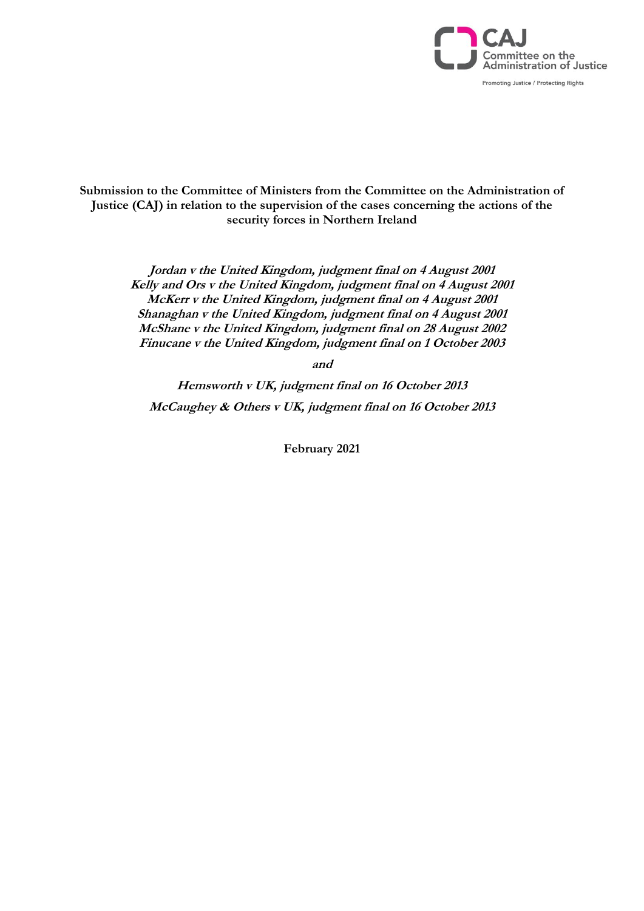CAJ
Committee on the Administration of Justice

Promoting Justice / Protecting Rights

**Submission to the Committee of Ministers from the Committee on the Administration of Justice (CAJ) in relation to the supervision of the cases concerning the actions of the security forces in Northern Ireland**

***Jordan v the United Kingdom, judgment final on 4 August 2001***
***Kelly and Ors v the United Kingdom, judgment final on 4 August 2001***
***McKerr v the United Kingdom, judgment final on 4 August 2001***
***Shanaghan v the United Kingdom, judgment final on 4 August 2001***
***McShane v the United Kingdom, judgment final on 28 August 2002***
***Finucane v the United Kingdom, judgment final on 1 October 2003***

***and***

***Hemsworth v UK, judgment final on 16 October 2013***

***McCaughey & Others v UK, judgment final on 16 October 2013***

**February 2021**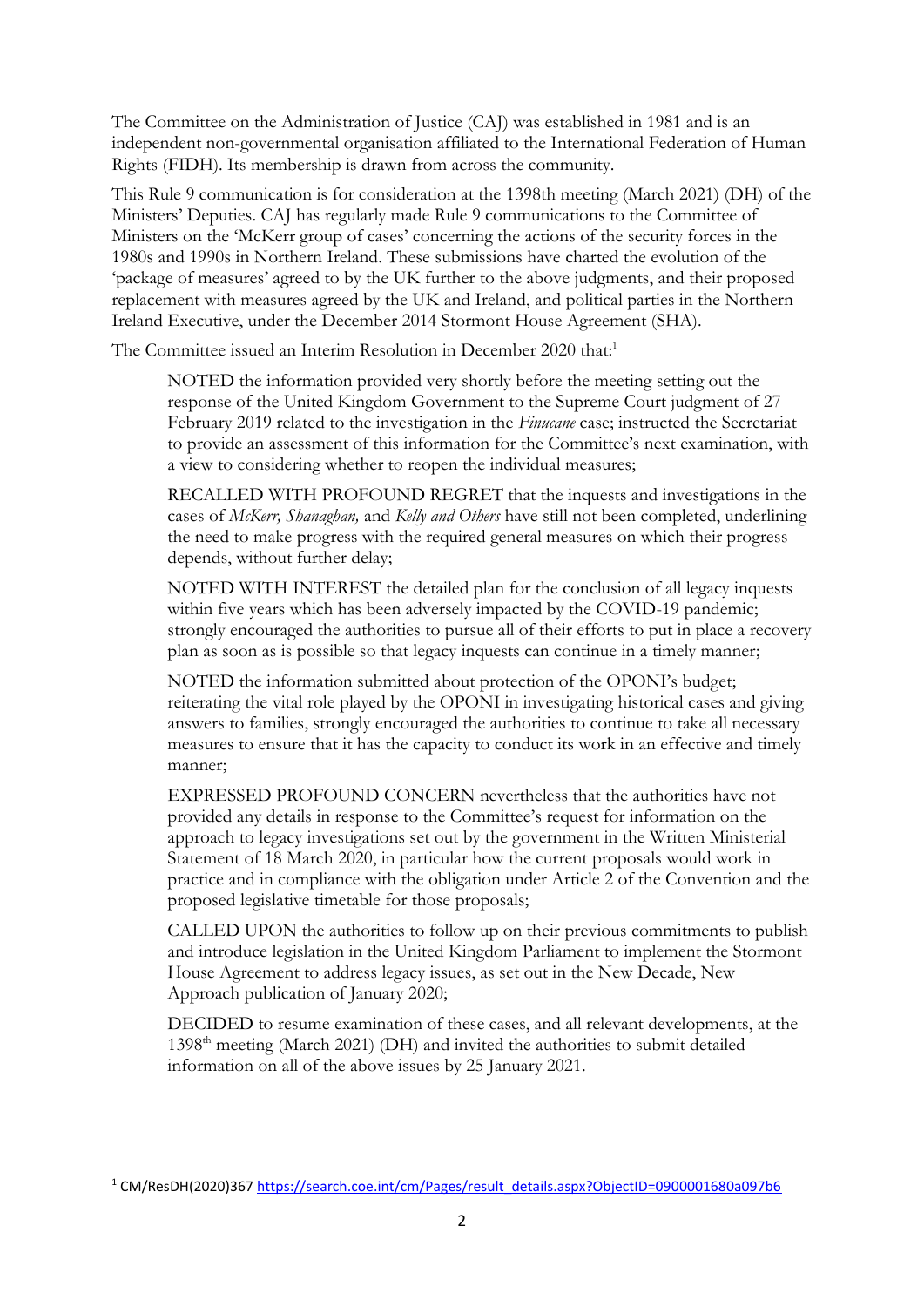The Committee on the Administration of Justice (CAJ) was established in 1981 and is an independent non-governmental organisation affiliated to the International Federation of Human Rights (FIDH). Its membership is drawn from across the community.

This Rule 9 communication is for consideration at the 1398th meeting (March 2021) (DH) of the Ministers' Deputies. CAJ has regularly made Rule 9 communications to the Committee of Ministers on the 'McKerr group of cases' concerning the actions of the security forces in the 1980s and 1990s in Northern Ireland. These submissions have charted the evolution of the 'package of measures' agreed to by the UK further to the above judgments, and their proposed replacement with measures agreed by the UK and Ireland, and political parties in the Northern Ireland Executive, under the December 2014 Stormont House Agreement (SHA).

The Committee issued an Interim Resolution in December 2020 that:[1]

> NOTED the information provided very shortly before the meeting setting out the response of the United Kingdom Government to the Supreme Court judgment of 27 February 2019 related to the investigation in the *Finucane* case; instructed the Secretariat to provide an assessment of this information for the Committee's next examination, with a view to considering whether to reopen the individual measures;
>
> RECALLED WITH PROFOUND REGRET that the inquests and investigations in the cases of *McKerr, Shanaghan,* and *Kelly and Others* have still not been completed, underlining the need to make progress with the required general measures on which their progress depends, without further delay;
>
> NOTED WITH INTEREST the detailed plan for the conclusion of all legacy inquests within five years which has been adversely impacted by the COVID-19 pandemic; strongly encouraged the authorities to pursue all of their efforts to put in place a recovery plan as soon as is possible so that legacy inquests can continue in a timely manner;
>
> NOTED the information submitted about protection of the OPONI's budget; reiterating the vital role played by the OPONI in investigating historical cases and giving answers to families, strongly encouraged the authorities to continue to take all necessary measures to ensure that it has the capacity to conduct its work in an effective and timely manner;
>
> EXPRESSED PROFOUND CONCERN nevertheless that the authorities have not provided any details in response to the Committee's request for information on the approach to legacy investigations set out by the government in the Written Ministerial Statement of 18 March 2020, in particular how the current proposals would work in practice and in compliance with the obligation under Article 2 of the Convention and the proposed legislative timetable for those proposals;
>
> CALLED UPON the authorities to follow up on their previous commitments to publish and introduce legislation in the United Kingdom Parliament to implement the Stormont House Agreement to address legacy issues, as set out in the New Decade, New Approach publication of January 2020;
>
> DECIDED to resume examination of these cases, and all relevant developments, at the 1398th meeting (March 2021) (DH) and invited the authorities to submit detailed information on all of the above issues by 25 January 2021.

---

[1] CM/ResDH(2020)367 https://search.coe.int/cm/Pages/result_details.aspx?ObjectID=0900001680a097b6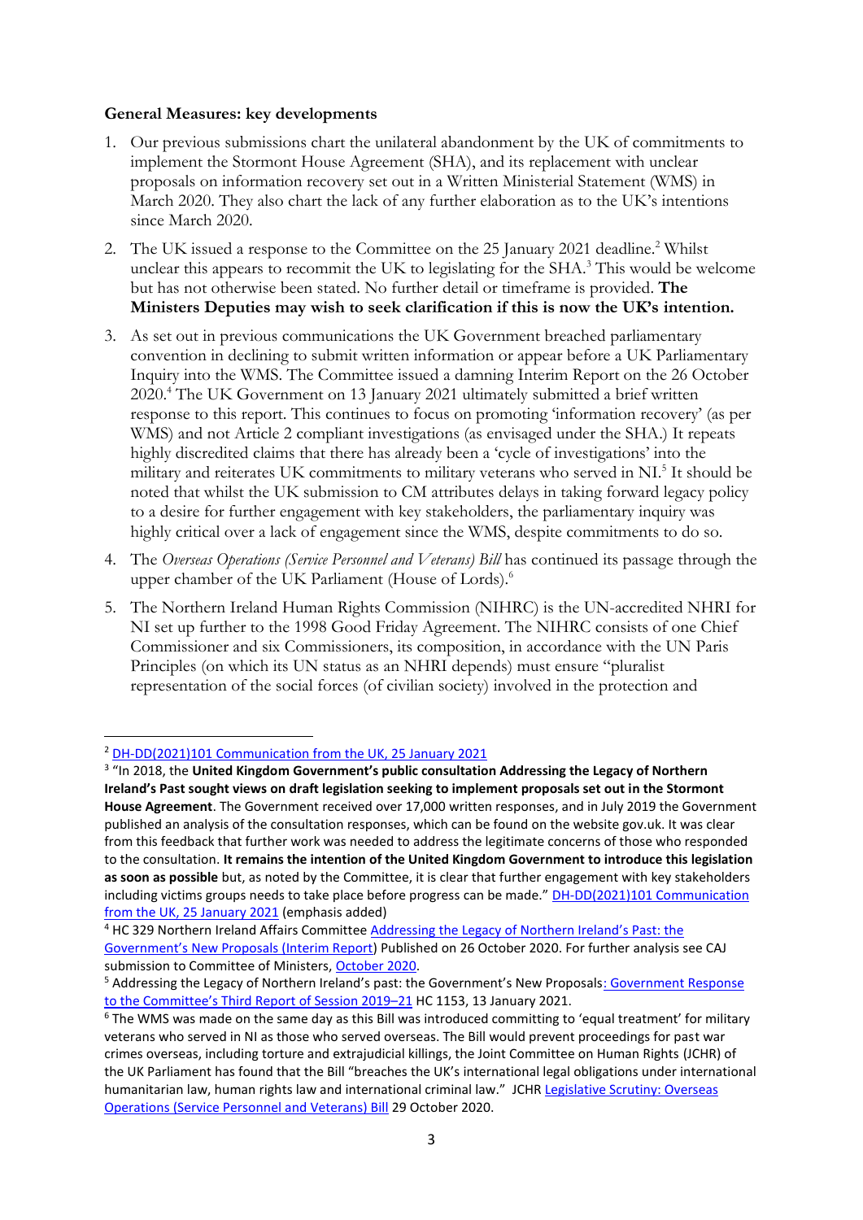**General Measures: key developments**

1. Our previous submissions chart the unilateral abandonment by the UK of commitments to implement the Stormont House Agreement (SHA), and its replacement with unclear proposals on information recovery set out in a Written Ministerial Statement (WMS) in March 2020. They also chart the lack of any further elaboration as to the UK's intentions since March 2020.

2. The UK issued a response to the Committee on the 25 January 2021 deadline.[2] Whilst unclear this appears to recommit the UK to legislating for the SHA.[3] This would be welcome but has not otherwise been stated. No further detail or timeframe is provided. **The Ministers Deputies may wish to seek clarification if this is now the UK's intention.**

3. As set out in previous communications the UK Government breached parliamentary convention in declining to submit written information or appear before a UK Parliamentary Inquiry into the WMS. The Committee issued a damning Interim Report on the 26 October 2020.[4] The UK Government on 13 January 2021 ultimately submitted a brief written response to this report. This continues to focus on promoting 'information recovery' (as per WMS) and not Article 2 compliant investigations (as envisaged under the SHA.) It repeats highly discredited claims that there has already been a 'cycle of investigations' into the military and reiterates UK commitments to military veterans who served in NI.[5] It should be noted that whilst the UK submission to CM attributes delays in taking forward legacy policy to a desire for further engagement with key stakeholders, the parliamentary inquiry was highly critical over a lack of engagement since the WMS, despite commitments to do so.

4. The *Overseas Operations (Service Personnel and Veterans) Bill* has continued its passage through the upper chamber of the UK Parliament (House of Lords).[6]

5. The Northern Ireland Human Rights Commission (NIHRC) is the UN-accredited NHRI for NI set up further to the 1998 Good Friday Agreement. The NIHRC consists of one Chief Commissioner and six Commissioners, its composition, in accordance with the UN Paris Principles (on which its UN status as an NHRI depends) must ensure "pluralist representation of the social forces (of civilian society) involved in the protection and

---

[2] DH-DD(2021)101 Communication from the UK, 25 January 2021

[3] "In 2018, the **United Kingdom Government's public consultation Addressing the Legacy of Northern Ireland's Past sought views on draft legislation seeking to implement proposals set out in the Stormont House Agreement**. The Government received over 17,000 written responses, and in July 2019 the Government published an analysis of the consultation responses, which can be found on the website gov.uk. It was clear from this feedback that further work was needed to address the legitimate concerns of those who responded to the consultation. **It remains the intention of the United Kingdom Government to introduce this legislation as soon as possible** but, as noted by the Committee, it is clear that further engagement with key stakeholders including victims groups needs to take place before progress can be made." DH-DD(2021)101 Communication from the UK, 25 January 2021 (emphasis added)

[4] HC 329 Northern Ireland Affairs Committee Addressing the Legacy of Northern Ireland's Past: the Government's New Proposals (Interim Report) Published on 26 October 2020. For further analysis see CAJ submission to Committee of Ministers, October 2020.

[5] Addressing the Legacy of Northern Ireland's past: the Government's New Proposals: Government Response to the Committee's Third Report of Session 2019–21 HC 1153, 13 January 2021.

[6] The WMS was made on the same day as this Bill was introduced committing to 'equal treatment' for military veterans who served in NI as those who served overseas. The Bill would prevent proceedings for past war crimes overseas, including torture and extrajudicial killings, the Joint Committee on Human Rights (JCHR) of the UK Parliament has found that the Bill "breaches the UK's international legal obligations under international humanitarian law, human rights law and international criminal law." JCHR Legislative Scrutiny: Overseas Operations (Service Personnel and Veterans) Bill 29 October 2020.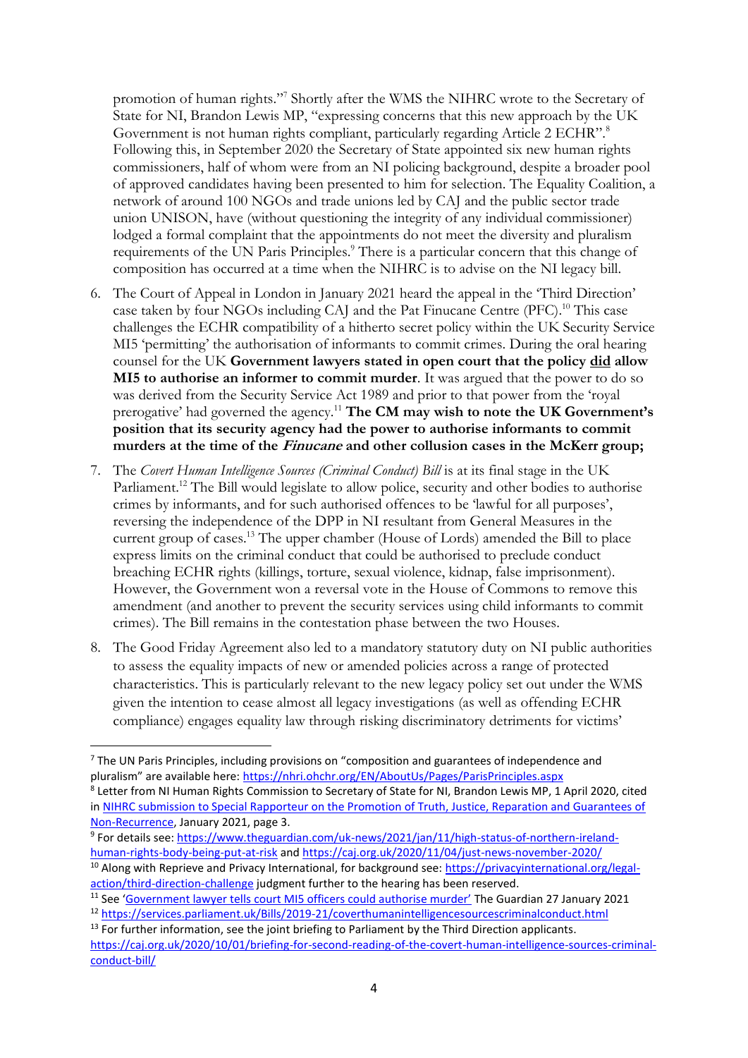promotion of human rights."[7] Shortly after the WMS the NIHRC wrote to the Secretary of State for NI, Brandon Lewis MP, "expressing concerns that this new approach by the UK Government is not human rights compliant, particularly regarding Article 2 ECHR".[8] Following this, in September 2020 the Secretary of State appointed six new human rights commissioners, half of whom were from an NI policing background, despite a broader pool of approved candidates having been presented to him for selection. The Equality Coalition, a network of around 100 NGOs and trade unions led by CAJ and the public sector trade union UNISON, have (without questioning the integrity of any individual commissioner) lodged a formal complaint that the appointments do not meet the diversity and pluralism requirements of the UN Paris Principles.[9] There is a particular concern that this change of composition has occurred at a time when the NIHRC is to advise on the NI legacy bill.

6. The Court of Appeal in London in January 2021 heard the appeal in the 'Third Direction' case taken by four NGOs including CAJ and the Pat Finucane Centre (PFC).[10] This case challenges the ECHR compatibility of a hitherto secret policy within the UK Security Service MI5 'permitting' the authorisation of informants to commit crimes. During the oral hearing counsel for the UK **Government lawyers stated in open court that the policy <u>did</u> allow MI5 to authorise an informer to commit murder**. It was argued that the power to do so was derived from the Security Service Act 1989 and prior to that power from the 'royal prerogative' had governed the agency.[11] **The CM may wish to note the UK Government's position that its security agency had the power to authorise informants to commit murders at the time of the *Finucane* and other collusion cases in the McKerr group;**

7. The *Covert Human Intelligence Sources (Criminal Conduct) Bill* is at its final stage in the UK Parliament.[12] The Bill would legislate to allow police, security and other bodies to authorise crimes by informants, and for such authorised offences to be 'lawful for all purposes', reversing the independence of the DPP in NI resultant from General Measures in the current group of cases.[13] The upper chamber (House of Lords) amended the Bill to place express limits on the criminal conduct that could be authorised to preclude conduct breaching ECHR rights (killings, torture, sexual violence, kidnap, false imprisonment). However, the Government won a reversal vote in the House of Commons to remove this amendment (and another to prevent the security services using child informants to commit crimes). The Bill remains in the contestation phase between the two Houses.

8. The Good Friday Agreement also led to a mandatory statutory duty on NI public authorities to assess the equality impacts of new or amended policies across a range of protected characteristics. This is particularly relevant to the new legacy policy set out under the WMS given the intention to cease almost all legacy investigations (as well as offending ECHR compliance) engages equality law through risking discriminatory detriments for victims'

---

[7] The UN Paris Principles, including provisions on "composition and guarantees of independence and pluralism" are available here: https://nhri.ohchr.org/EN/AboutUs/Pages/ParisPrinciples.aspx

[8] Letter from NI Human Rights Commission to Secretary of State for NI, Brandon Lewis MP, 1 April 2020, cited in NIHRC submission to Special Rapporteur on the Promotion of Truth, Justice, Reparation and Guarantees of Non-Recurrence, January 2021, page 3.

[9] For details see: https://www.theguardian.com/uk-news/2021/jan/11/high-status-of-northern-ireland-human-rights-body-being-put-at-risk and https://caj.org.uk/2020/11/04/just-news-november-2020/

[10] Along with Reprieve and Privacy International, for background see: https://privacyinternational.org/legal-action/third-direction-challenge judgment further to the hearing has been reserved.

[11] See 'Government lawyer tells court MI5 officers could authorise murder' The Guardian 27 January 2021

[12] https://services.parliament.uk/Bills/2019-21/coverthumanintelligencesourcescriminalconduct.html

[13] For further information, see the joint briefing to Parliament by the Third Direction applicants. https://caj.org.uk/2020/10/01/briefing-for-second-reading-of-the-covert-human-intelligence-sources-criminal-conduct-bill/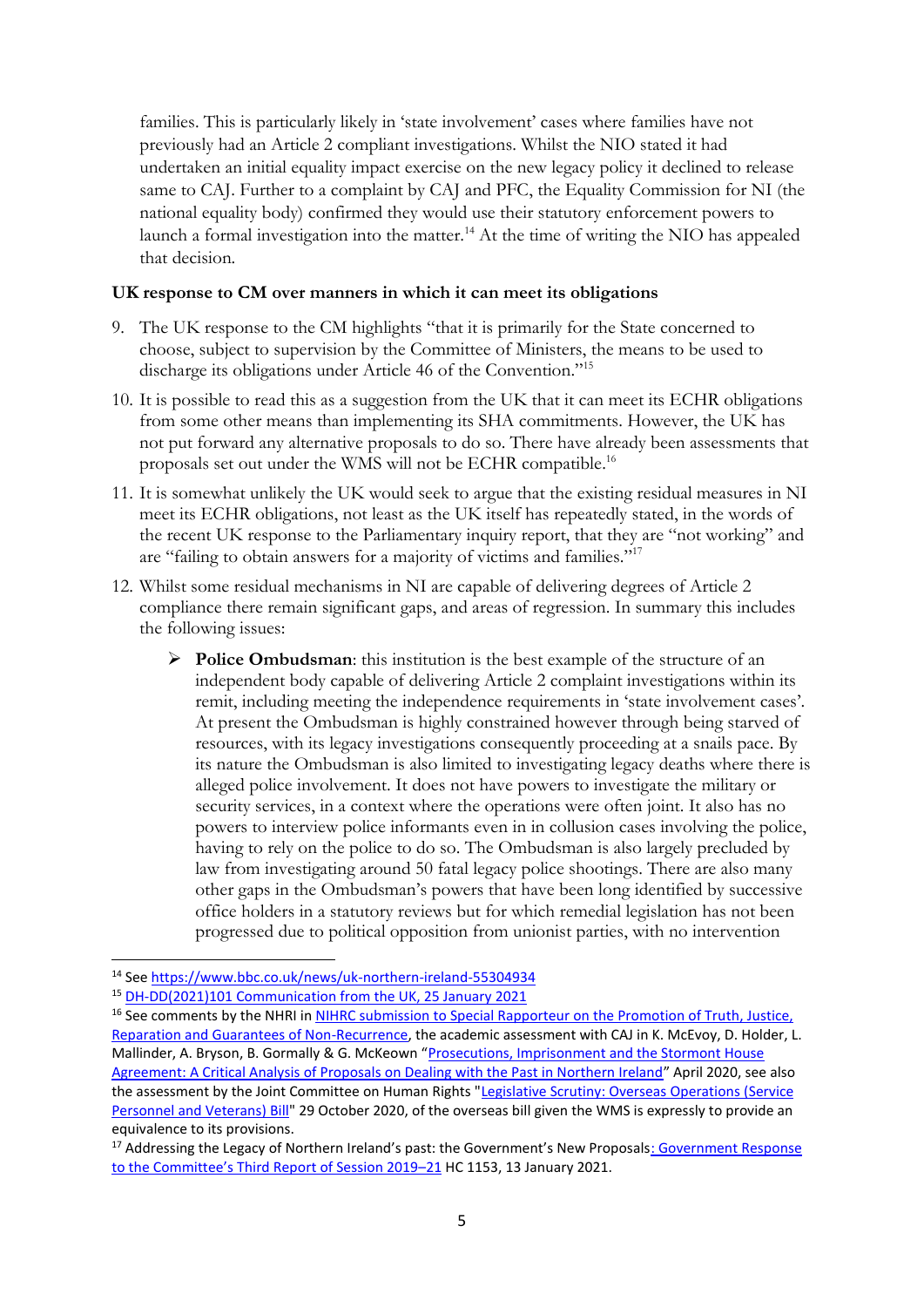families. This is particularly likely in 'state involvement' cases where families have not previously had an Article 2 compliant investigations. Whilst the NIO stated it had undertaken an initial equality impact exercise on the new legacy policy it declined to release same to CAJ. Further to a complaint by CAJ and PFC, the Equality Commission for NI (the national equality body) confirmed they would use their statutory enforcement powers to launch a formal investigation into the matter.[14] At the time of writing the NIO has appealed that decision.

**UK response to CM over manners in which it can meet its obligations**

9. The UK response to the CM highlights "that it is primarily for the State concerned to choose, subject to supervision by the Committee of Ministers, the means to be used to discharge its obligations under Article 46 of the Convention."[15]

10. It is possible to read this as a suggestion from the UK that it can meet its ECHR obligations from some other means than implementing its SHA commitments. However, the UK has not put forward any alternative proposals to do so. There have already been assessments that proposals set out under the WMS will not be ECHR compatible.[16]

11. It is somewhat unlikely the UK would seek to argue that the existing residual measures in NI meet its ECHR obligations, not least as the UK itself has repeatedly stated, in the words of the recent UK response to the Parliamentary inquiry report, that they are "not working" and are "failing to obtain answers for a majority of victims and families."[17]

12. Whilst some residual mechanisms in NI are capable of delivering degrees of Article 2 compliance there remain significant gaps, and areas of regression. In summary this includes the following issues:

   - **Police Ombudsman**: this institution is the best example of the structure of an independent body capable of delivering Article 2 complaint investigations within its remit, including meeting the independence requirements in 'state involvement cases'. At present the Ombudsman is highly constrained however through being starved of resources, with its legacy investigations consequently proceeding at a snails pace. By its nature the Ombudsman is also limited to investigating legacy deaths where there is alleged police involvement. It does not have powers to investigate the military or security services, in a context where the operations were often joint. It also has no powers to interview police informants even in in collusion cases involving the police, having to rely on the police to do so. The Ombudsman is also largely precluded by law from investigating around 50 fatal legacy police shootings. There are also many other gaps in the Ombudsman's powers that have been long identified by successive office holders in a statutory reviews but for which remedial legislation has not been progressed due to political opposition from unionist parties, with no intervention

---

[14] See https://www.bbc.co.uk/news/uk-northern-ireland-55304934

[15] DH-DD(2021)101 Communication from the UK, 25 January 2021

[16] See comments by the NHRI in NIHRC submission to Special Rapporteur on the Promotion of Truth, Justice, Reparation and Guarantees of Non-Recurrence, the academic assessment with CAJ in K. McEvoy, D. Holder, L. Mallinder, A. Bryson, B. Gormally & G. McKeown "Prosecutions, Imprisonment and the Stormont House Agreement: A Critical Analysis of Proposals on Dealing with the Past in Northern Ireland" April 2020, see also the assessment by the Joint Committee on Human Rights "Legislative Scrutiny: Overseas Operations (Service Personnel and Veterans) Bill" 29 October 2020, of the overseas bill given the WMS is expressly to provide an equivalence to its provisions.

[17] Addressing the Legacy of Northern Ireland's past: the Government's New Proposals: Government Response to the Committee's Third Report of Session 2019–21 HC 1153, 13 January 2021.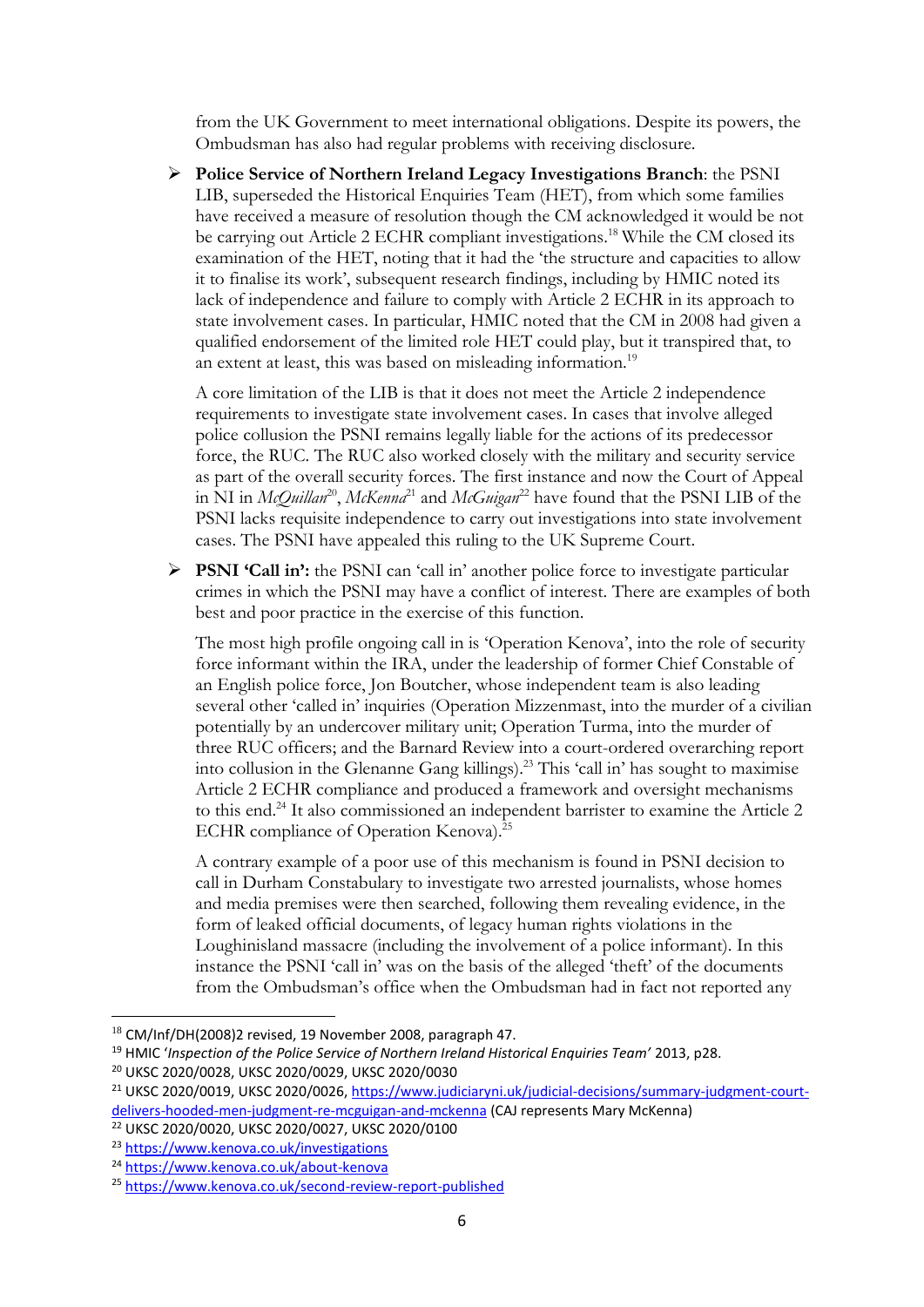from the UK Government to meet international obligations. Despite its powers, the Ombudsman has also had regular problems with receiving disclosure.

- **Police Service of Northern Ireland Legacy Investigations Branch**: the PSNI LIB, superseded the Historical Enquiries Team (HET), from which some families have received a measure of resolution though the CM acknowledged it would be not be carrying out Article 2 ECHR compliant investigations.[18] While the CM closed its examination of the HET, noting that it had the 'the structure and capacities to allow it to finalise its work', subsequent research findings, including by HMIC noted its lack of independence and failure to comply with Article 2 ECHR in its approach to state involvement cases. In particular, HMIC noted that the CM in 2008 had given a qualified endorsement of the limited role HET could play, but it transpired that, to an extent at least, this was based on misleading information.[19]

  A core limitation of the LIB is that it does not meet the Article 2 independence requirements to investigate state involvement cases. In cases that involve alleged police collusion the PSNI remains legally liable for the actions of its predecessor force, the RUC. The RUC also worked closely with the military and security service as part of the overall security forces. The first instance and now the Court of Appeal in NI in *McQuillan*[20], *McKenna*[21] and *McGuigan*[22] have found that the PSNI LIB of the PSNI lacks requisite independence to carry out investigations into state involvement cases. The PSNI have appealed this ruling to the UK Supreme Court.

- **PSNI 'Call in':** the PSNI can 'call in' another police force to investigate particular crimes in which the PSNI may have a conflict of interest. There are examples of both best and poor practice in the exercise of this function.

  The most high profile ongoing call in is 'Operation Kenova', into the role of security force informant within the IRA, under the leadership of former Chief Constable of an English police force, Jon Boutcher, whose independent team is also leading several other 'called in' inquiries (Operation Mizzenmast, into the murder of a civilian potentially by an undercover military unit; Operation Turma, into the murder of three RUC officers; and the Barnard Review into a court-ordered overarching report into collusion in the Glenanne Gang killings).[23] This 'call in' has sought to maximise Article 2 ECHR compliance and produced a framework and oversight mechanisms to this end.[24] It also commissioned an independent barrister to examine the Article 2 ECHR compliance of Operation Kenova).[25]

  A contrary example of a poor use of this mechanism is found in PSNI decision to call in Durham Constabulary to investigate two arrested journalists, whose homes and media premises were then searched, following them revealing evidence, in the form of leaked official documents, of legacy human rights violations in the Loughinisland massacre (including the involvement of a police informant). In this instance the PSNI 'call in' was on the basis of the alleged 'theft' of the documents from the Ombudsman's office when the Ombudsman had in fact not reported any

---

[18] CM/Inf/DH(2008)2 revised, 19 November 2008, paragraph 47.

[19] HMIC '*Inspection of the Police Service of Northern Ireland Historical Enquiries Team'* 2013, p28.

[20] UKSC 2020/0028, UKSC 2020/0029, UKSC 2020/0030

[21] UKSC 2020/0019, UKSC 2020/0026, https://www.judiciaryni.uk/judicial-decisions/summary-judgment-court-delivers-hooded-men-judgment-re-mcguigan-and-mckenna (CAJ represents Mary McKenna)

[22] UKSC 2020/0020, UKSC 2020/0027, UKSC 2020/0100

[23] https://www.kenova.co.uk/investigations

[24] https://www.kenova.co.uk/about-kenova

[25] https://www.kenova.co.uk/second-review-report-published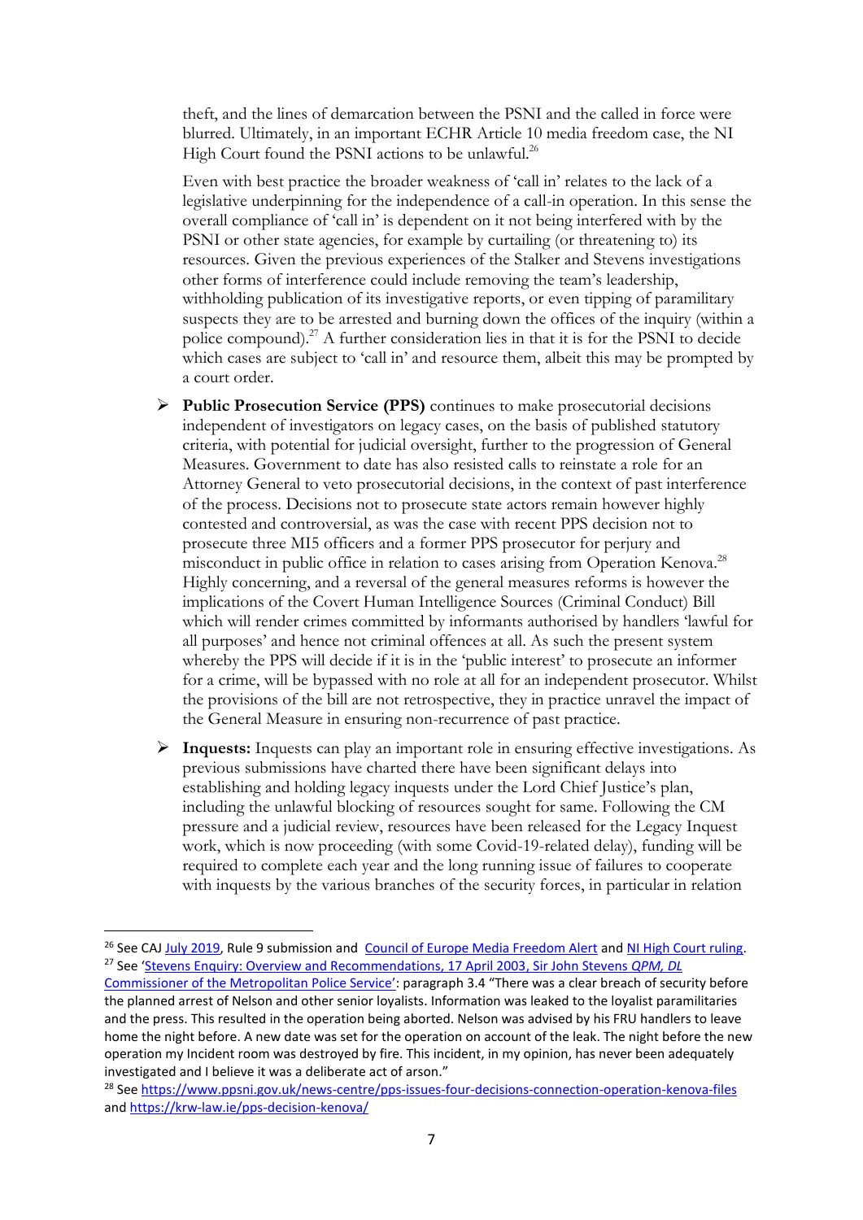theft, and the lines of demarcation between the PSNI and the called in force were blurred. Ultimately, in an important ECHR Article 10 media freedom case, the NI High Court found the PSNI actions to be unlawful.[26]

Even with best practice the broader weakness of 'call in' relates to the lack of a legislative underpinning for the independence of a call-in operation. In this sense the overall compliance of 'call in' is dependent on it not being interfered with by the PSNI or other state agencies, for example by curtailing (or threatening to) its resources. Given the previous experiences of the Stalker and Stevens investigations other forms of interference could include removing the team's leadership, withholding publication of its investigative reports, or even tipping of paramilitary suspects they are to be arrested and burning down the offices of the inquiry (within a police compound).[27] A further consideration lies in that it is for the PSNI to decide which cases are subject to 'call in' and resource them, albeit this may be prompted by a court order.

- **Public Prosecution Service (PPS)** continues to make prosecutorial decisions independent of investigators on legacy cases, on the basis of published statutory criteria, with potential for judicial oversight, further to the progression of General Measures. Government to date has also resisted calls to reinstate a role for an Attorney General to veto prosecutorial decisions, in the context of past interference of the process. Decisions not to prosecute state actors remain however highly contested and controversial, as was the case with recent PPS decision not to prosecute three MI5 officers and a former PPS prosecutor for perjury and misconduct in public office in relation to cases arising from Operation Kenova.[28] Highly concerning, and a reversal of the general measures reforms is however the implications of the Covert Human Intelligence Sources (Criminal Conduct) Bill which will render crimes committed by informants authorised by handlers 'lawful for all purposes' and hence not criminal offences at all. As such the present system whereby the PPS will decide if it is in the 'public interest' to prosecute an informer for a crime, will be bypassed with no role at all for an independent prosecutor. Whilst the provisions of the bill are not retrospective, they in practice unravel the impact of the General Measure in ensuring non-recurrence of past practice.

- **Inquests:** Inquests can play an important role in ensuring effective investigations. As previous submissions have charted there have been significant delays into establishing and holding legacy inquests under the Lord Chief Justice's plan, including the unlawful blocking of resources sought for same. Following the CM pressure and a judicial review, resources have been released for the Legacy Inquest work, which is now proceeding (with some Covid-19-related delay), funding will be required to complete each year and the long running issue of failures to cooperate with inquests by the various branches of the security forces, in particular in relation

---

[26] See CAJ July 2019, Rule 9 submission and Council of Europe Media Freedom Alert and NI High Court ruling.

[27] See 'Stevens Enquiry: Overview and Recommendations, 17 April 2003, Sir John Stevens *QPM, DL* Commissioner of the Metropolitan Police Service': paragraph 3.4 "There was a clear breach of security before the planned arrest of Nelson and other senior loyalists. Information was leaked to the loyalist paramilitaries and the press. This resulted in the operation being aborted. Nelson was advised by his FRU handlers to leave home the night before. A new date was set for the operation on account of the leak. The night before the new operation my Incident room was destroyed by fire. This incident, in my opinion, has never been adequately investigated and I believe it was a deliberate act of arson."

[28] See https://www.ppsni.gov.uk/news-centre/pps-issues-four-decisions-connection-operation-kenova-files and https://krw-law.ie/pps-decision-kenova/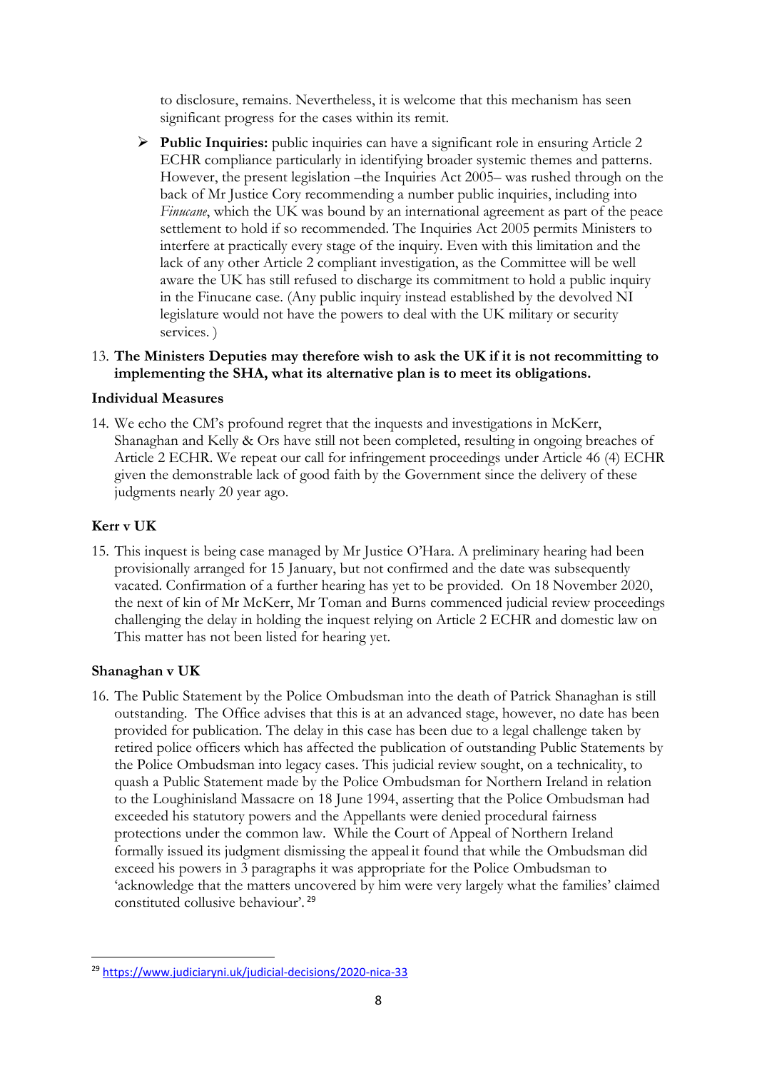to disclosure, remains. Nevertheless, it is welcome that this mechanism has seen significant progress for the cases within its remit.

- **Public Inquiries:** public inquiries can have a significant role in ensuring Article 2 ECHR compliance particularly in identifying broader systemic themes and patterns. However, the present legislation –the Inquiries Act 2005– was rushed through on the back of Mr Justice Cory recommending a number public inquiries, including into *Finucane*, which the UK was bound by an international agreement as part of the peace settlement to hold if so recommended. The Inquiries Act 2005 permits Ministers to interfere at practically every stage of the inquiry. Even with this limitation and the lack of any other Article 2 compliant investigation, as the Committee will be well aware the UK has still refused to discharge its commitment to hold a public inquiry in the Finucane case. (Any public inquiry instead established by the devolved NI legislature would not have the powers to deal with the UK military or security services. )

13. **The Ministers Deputies may therefore wish to ask the UK if it is not recommitting to implementing the SHA, what its alternative plan is to meet its obligations.**

### Individual Measures

14. We echo the CM's profound regret that the inquests and investigations in McKerr, Shanaghan and Kelly & Ors have still not been completed, resulting in ongoing breaches of Article 2 ECHR. We repeat our call for infringement proceedings under Article 46 (4) ECHR given the demonstrable lack of good faith by the Government since the delivery of these judgments nearly 20 year ago.

### Kerr v UK

15. This inquest is being case managed by Mr Justice O'Hara. A preliminary hearing had been provisionally arranged for 15 January, but not confirmed and the date was subsequently vacated. Confirmation of a further hearing has yet to be provided. On 18 November 2020, the next of kin of Mr McKerr, Mr Toman and Burns commenced judicial review proceedings challenging the delay in holding the inquest relying on Article 2 ECHR and domestic law on This matter has not been listed for hearing yet.

### Shanaghan v UK

16. The Public Statement by the Police Ombudsman into the death of Patrick Shanaghan is still outstanding. The Office advises that this is at an advanced stage, however, no date has been provided for publication. The delay in this case has been due to a legal challenge taken by retired police officers which has affected the publication of outstanding Public Statements by the Police Ombudsman into legacy cases. This judicial review sought, on a technicality, to quash a Public Statement made by the Police Ombudsman for Northern Ireland in relation to the Loughinisland Massacre on 18 June 1994, asserting that the Police Ombudsman had exceeded his statutory powers and the Appellants were denied procedural fairness protections under the common law. While the Court of Appeal of Northern Ireland formally issued its judgment dismissing the appeal it found that while the Ombudsman did exceed his powers in 3 paragraphs it was appropriate for the Police Ombudsman to 'acknowledge that the matters uncovered by him were very largely what the families' claimed constituted collusive behaviour'.[29]

---

[29] https://www.judiciaryni.uk/judicial-decisions/2020-nica-33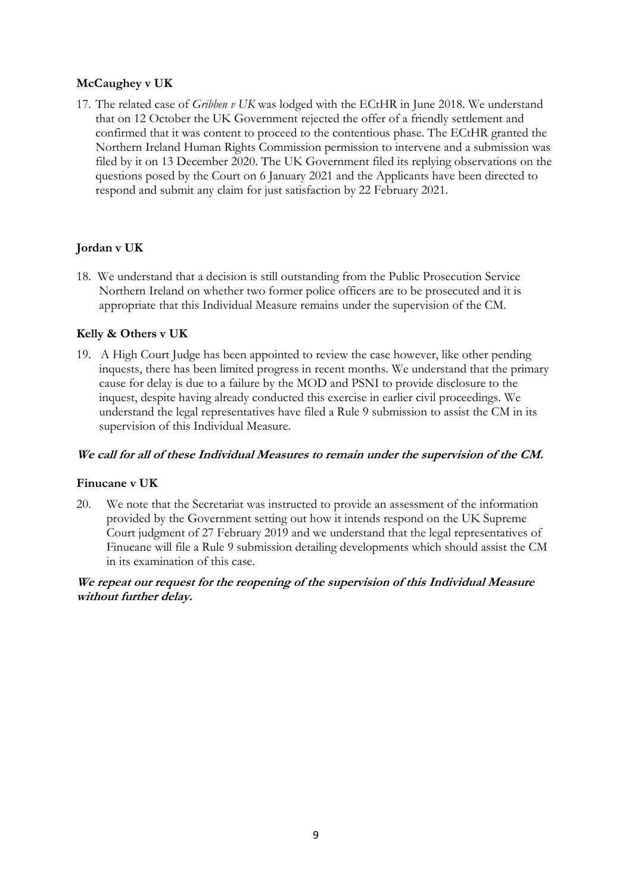**McCaughey v UK**

17. The related case of *Gribben v UK* was lodged with the ECtHR in June 2018. We understand that on 12 October the UK Government rejected the offer of a friendly settlement and confirmed that it was content to proceed to the contentious phase. The ECtHR granted the Northern Ireland Human Rights Commission permission to intervene and a submission was filed by it on 13 December 2020. The UK Government filed its replying observations on the questions posed by the Court on 6 January 2021 and the Applicants have been directed to respond and submit any claim for just satisfaction by 22 February 2021.

**Jordan v UK**

18. We understand that a decision is still outstanding from the Public Prosecution Service Northern Ireland on whether two former police officers are to be prosecuted and it is appropriate that this Individual Measure remains under the supervision of the CM.

**Kelly & Others v UK**

19. A High Court Judge has been appointed to review the case however, like other pending inquests, there has been limited progress in recent months. We understand that the primary cause for delay is due to a failure by the MOD and PSNI to provide disclosure to the inquest, despite having already conducted this exercise in earlier civil proceedings. We understand the legal representatives have filed a Rule 9 submission to assist the CM in its supervision of this Individual Measure.

***We call for all of these Individual Measures to remain under the supervision of the CM.***

**Finucane v UK**

20. We note that the Secretariat was instructed to provide an assessment of the information provided by the Government setting out how it intends respond on the UK Supreme Court judgment of 27 February 2019 and we understand that the legal representatives of Finucane will file a Rule 9 submission detailing developments which should assist the CM in its examination of this case.

***We repeat our request for the reopening of the supervision of this Individual Measure without further delay.***